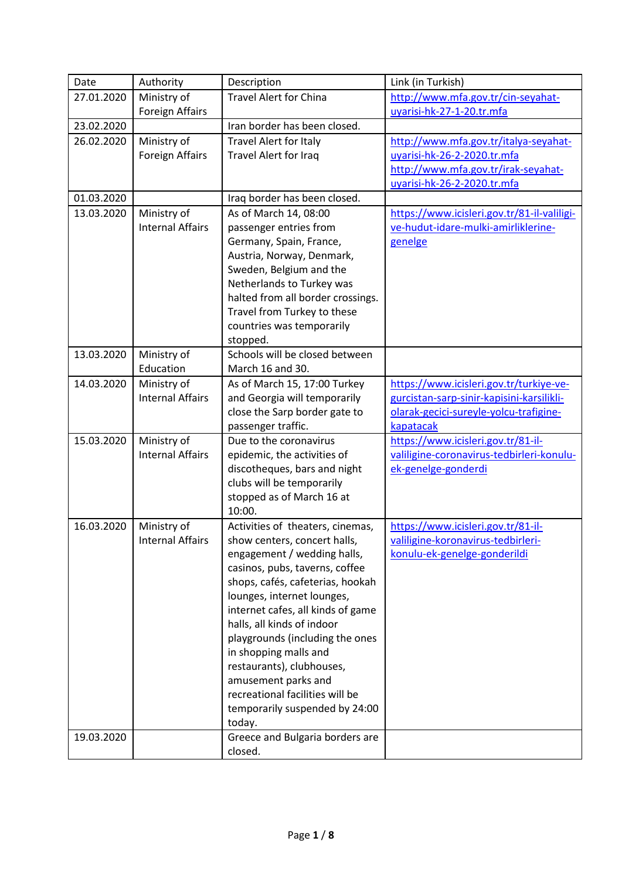| Date | Authority | Description | Link (in Turkish) |
|---|---|---|---|
| 27.01.2020 | Ministry of Foreign Affairs | Travel Alert for China | http://www.mfa.gov.tr/cin-seyahat-uyarisi-hk-27-1-20.tr.mfa |
| 23.02.2020 | | Iran border has been closed. | |
| 26.02.2020 | Ministry of Foreign Affairs | Travel Alert for Italy<br>Travel Alert for Iraq | http://www.mfa.gov.tr/italya-seyahat-uyarisi-hk-26-2-2020.tr.mfa<br>http://www.mfa.gov.tr/irak-seyahat-uyarisi-hk-26-2-2020.tr.mfa |
| 01.03.2020 | | Iraq border has been closed. | |
| 13.03.2020 | Ministry of Internal Affairs | As of March 14, 08:00 passenger entries from Germany, Spain, France, Austria, Norway, Denmark, Sweden, Belgium and the Netherlands to Turkey was halted from all border crossings. Travel from Turkey to these countries was temporarily stopped. | https://www.icisleri.gov.tr/81-il-valiligi-ve-hudut-idare-mulki-amirliklerine-genelge |
| 13.03.2020 | Ministry of Education | Schools will be closed between March 16 and 30. | |
| 14.03.2020 | Ministry of Internal Affairs | As of March 15, 17:00 Turkey and Georgia will temporarily close the Sarp border gate to passenger traffic. | https://www.icisleri.gov.tr/turkiye-ve-gurcistan-sarp-sinir-kapisini-karsilikli-olarak-gecici-sureyle-yolcu-trafigine-kapatacak |
| 15.03.2020 | Ministry of Internal Affairs | Due to the coronavirus epidemic, the activities of discotheques, bars and night clubs will be temporarily stopped as of March 16 at 10:00. | https://www.icisleri.gov.tr/81-il-valiligine-coronavirus-tedbirleri-konulu-ek-genelge-gonderdi |
| 16.03.2020 | Ministry of Internal Affairs | Activities of theaters, cinemas, show centers, concert halls, engagement / wedding halls, casinos, pubs, taverns, coffee shops, cafés, cafeterias, hookah lounges, internet lounges, internet cafes, all kinds of game halls, all kinds of indoor playgrounds (including the ones in shopping malls and restaurants), clubhouses, amusement parks and recreational facilities will be temporarily suspended by 24:00 today. | https://www.icisleri.gov.tr/81-il-valiligine-koronavirus-tedbirleri-konulu-ek-genelge-gonderildi |
| 19.03.2020 | | Greece and Bulgaria borders are closed. | |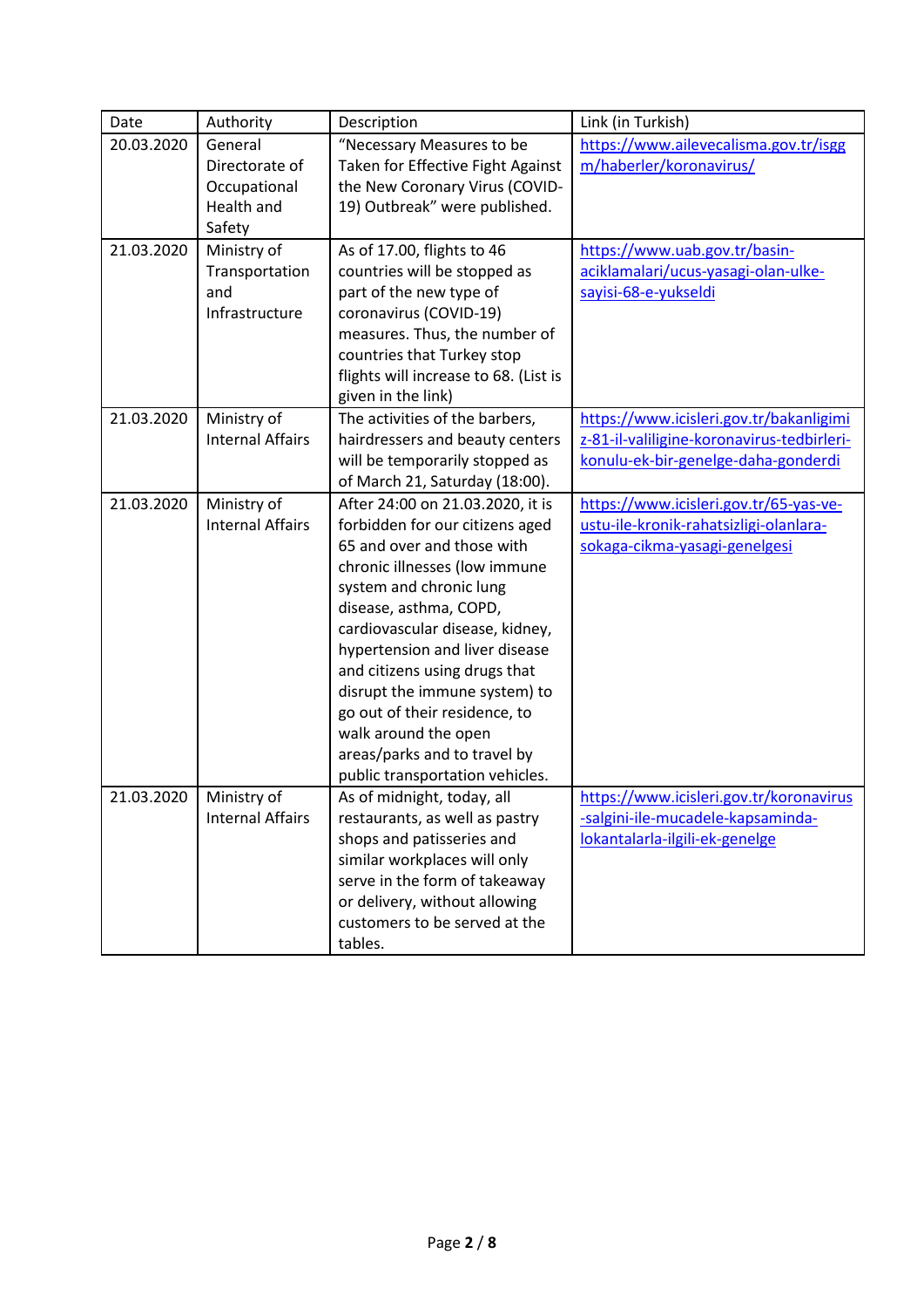| Date | Authority | Description | Link (in Turkish) |
| --- | --- | --- | --- |
| 20.03.2020 | General Directorate of Occupational Health and Safety | "Necessary Measures to be Taken for Effective Fight Against the New Coronary Virus (COVID-19) Outbreak" were published. | https://www.ailevecalisma.gov.tr/isggm/haberler/koronavirus/ |
| 21.03.2020 | Ministry of Transportation and Infrastructure | As of 17.00, flights to 46 countries will be stopped as part of the new type of coronavirus (COVID-19) measures. Thus, the number of countries that Turkey stop flights will increase to 68. (List is given in the link) | https://www.uab.gov.tr/basin-aciklamalari/ucus-yasagi-olan-ulke-sayisi-68-e-yukseldi |
| 21.03.2020 | Ministry of Internal Affairs | The activities of the barbers, hairdressers and beauty centers will be temporarily stopped as of March 21, Saturday (18:00). | https://www.icisleri.gov.tr/bakanligimiz-81-il-valiligine-koronavirus-tedbirleri-konulu-ek-bir-genelge-daha-gonderdi |
| 21.03.2020 | Ministry of Internal Affairs | After 24:00 on 21.03.2020, it is forbidden for our citizens aged 65 and over and those with chronic illnesses (low immune system and chronic lung disease, asthma, COPD, cardiovascular disease, kidney, hypertension and liver disease and citizens using drugs that disrupt the immune system) to go out of their residence, to walk around the open areas/parks and to travel by public transportation vehicles. | https://www.icisleri.gov.tr/65-yas-ve-ustu-ile-kronik-rahatsizligi-olanlara-sokaga-cikma-yasagi-genelgesi |
| 21.03.2020 | Ministry of Internal Affairs | As of midnight, today, all restaurants, as well as pastry shops and patisseries and similar workplaces will only serve in the form of takeaway or delivery, without allowing customers to be served at the tables. | https://www.icisleri.gov.tr/koronavirus-salgini-ile-mucadele-kapsaminda-lokantalarla-ilgili-ek-genelge |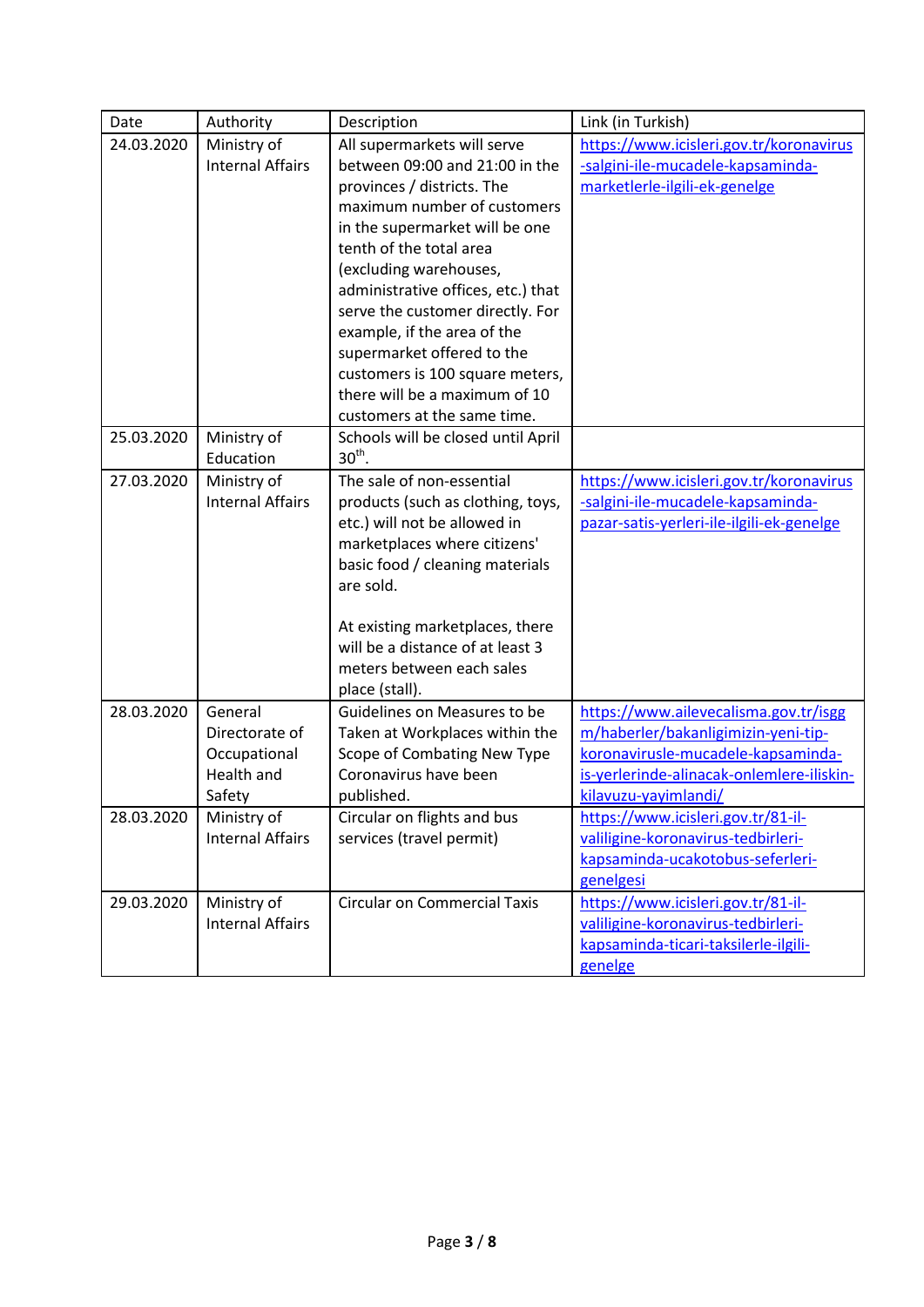| Date | Authority | Description | Link (in Turkish) |
| --- | --- | --- | --- |
| 24.03.2020 | Ministry of Internal Affairs | All supermarkets will serve between 09:00 and 21:00 in the provinces / districts. The maximum number of customers in the supermarket will be one tenth of the total area (excluding warehouses, administrative offices, etc.) that serve the customer directly. For example, if the area of the supermarket offered to the customers is 100 square meters, there will be a maximum of 10 customers at the same time. | https://www.icisleri.gov.tr/koronavirus-salgini-ile-mucadele-kapsaminda-marketlerle-ilgili-ek-genelge |
| 25.03.2020 | Ministry of Education | Schools will be closed until April 30th. | |
| 27.03.2020 | Ministry of Internal Affairs | The sale of non-essential products (such as clothing, toys, etc.) will not be allowed in marketplaces where citizens' basic food / cleaning materials are sold.<br><br>At existing marketplaces, there will be a distance of at least 3 meters between each sales place (stall). | https://www.icisleri.gov.tr/koronavirus-salgini-ile-mucadele-kapsaminda-pazar-satis-yerleri-ile-ilgili-ek-genelge |
| 28.03.2020 | General Directorate of Occupational Health and Safety | Guidelines on Measures to be Taken at Workplaces within the Scope of Combating New Type Coronavirus have been published. | https://www.ailevecalisma.gov.tr/isggm/haberler/bakanligimizin-yeni-tip-koronavirusle-mucadele-kapsaminda-is-yerlerinde-alinacak-onlemlere-iliskin-kilavuzu-yayimlandi/ |
| 28.03.2020 | Ministry of Internal Affairs | Circular on flights and bus services (travel permit) | https://www.icisleri.gov.tr/81-il-valiligine-koronavirus-tedbirleri-kapsaminda-ucakotobus-seferleri-genelgesi |
| 29.03.2020 | Ministry of Internal Affairs | Circular on Commercial Taxis | https://www.icisleri.gov.tr/81-il-valiligine-koronavirus-tedbirleri-kapsaminda-ticari-taksilerle-ilgili-genelge |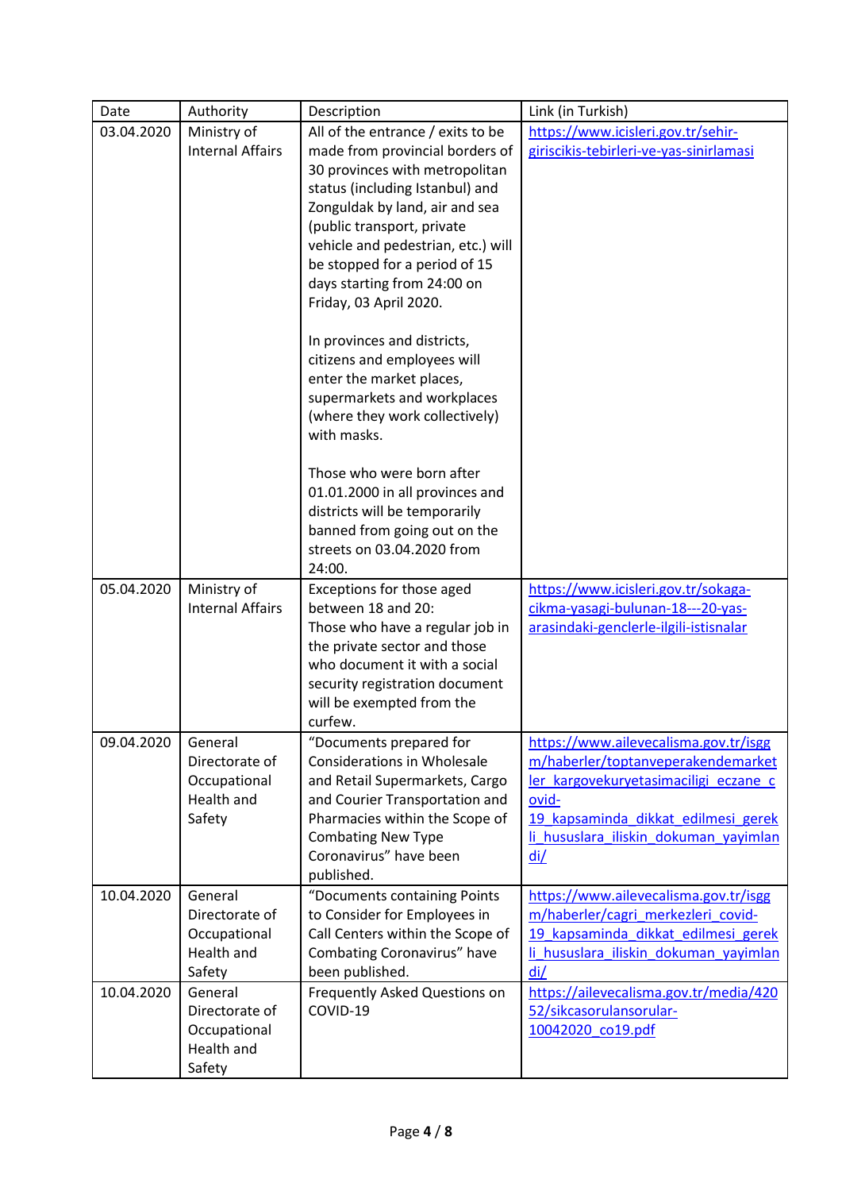| Date | Authority | Description | Link (in Turkish) |
|---|---|---|---|
| 03.04.2020 | Ministry of Internal Affairs | All of the entrance / exits to be made from provincial borders of 30 provinces with metropolitan status (including Istanbul) and Zonguldak by land, air and sea (public transport, private vehicle and pedestrian, etc.) will be stopped for a period of 15 days starting from 24:00 on Friday, 03 April 2020.<br><br>In provinces and districts, citizens and employees will enter the market places, supermarkets and workplaces (where they work collectively) with masks.<br><br>Those who were born after 01.01.2000 in all provinces and districts will be temporarily banned from going out on the streets on 03.04.2020 from 24:00. | https://www.icisleri.gov.tr/sehir-giriscikis-tebirleri-ve-yas-sinirlamasi |
| 05.04.2020 | Ministry of Internal Affairs | Exceptions for those aged between 18 and 20:<br>Those who have a regular job in the private sector and those who document it with a social security registration document will be exempted from the curfew. | https://www.icisleri.gov.tr/sokaga-cikma-yasagi-bulunan-18---20-yas-arasindaki-genclerle-ilgili-istisnalar |
| 09.04.2020 | General Directorate of Occupational Health and Safety | "Documents prepared for Considerations in Wholesale and Retail Supermarkets, Cargo and Courier Transportation and Pharmacies within the Scope of Combating New Type Coronavirus" have been published. | https://www.ailevecalisma.gov.tr/isggm/haberler/toptanveperakendemarketler_kargovekuryetasimaciligi_eczane_covid-19_kapsaminda_dikkat_edilmesi_gerekli_hususlara_iliskin_dokuman_yayimlandi/ |
| 10.04.2020 | General Directorate of Occupational Health and Safety | "Documents containing Points to Consider for Employees in Call Centers within the Scope of Combating Coronavirus" have been published. | https://www.ailevecalisma.gov.tr/isggm/haberler/cagri_merkezleri_covid-19_kapsaminda_dikkat_edilmesi_gerekli_hususlara_iliskin_dokuman_yayimlandi/ |
| 10.04.2020 | General Directorate of Occupational Health and Safety | Frequently Asked Questions on COVID-19 | https://ailevecalisma.gov.tr/media/42052/sikcasorulansorular-10042020_co19.pdf |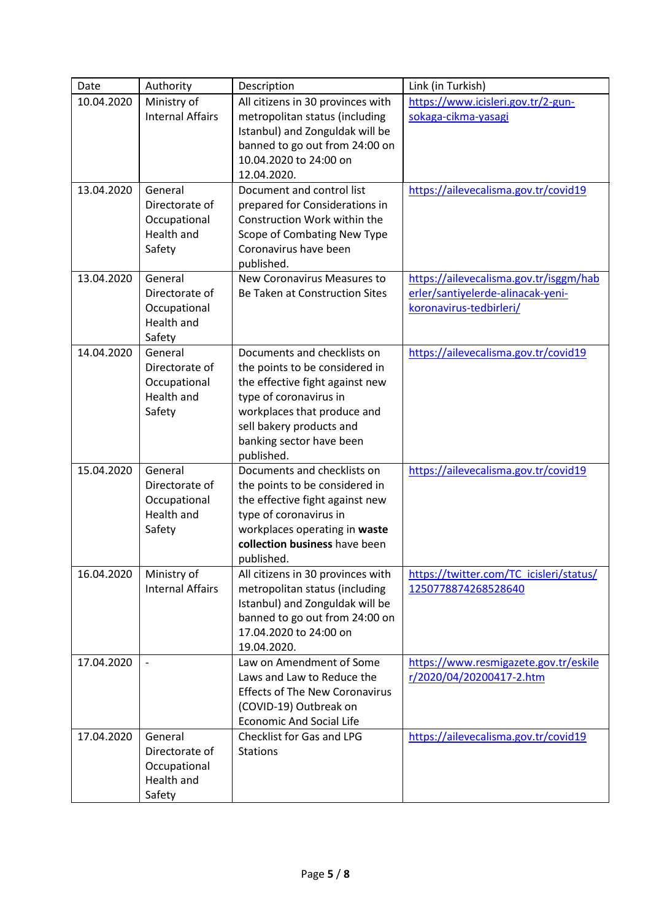| Date | Authority | Description | Link (in Turkish) |
| --- | --- | --- | --- |
| 10.04.2020 | Ministry of Internal Affairs | All citizens in 30 provinces with metropolitan status (including Istanbul) and Zonguldak will be banned to go out from 24:00 on 10.04.2020 to 24:00 on 12.04.2020. | https://www.icisleri.gov.tr/2-gun-sokaga-cikma-yasagi |
| 13.04.2020 | General Directorate of Occupational Health and Safety | Document and control list prepared for Considerations in Construction Work within the Scope of Combating New Type Coronavirus have been published. | https://ailevecalisma.gov.tr/covid19 |
| 13.04.2020 | General Directorate of Occupational Health and Safety | New Coronavirus Measures to Be Taken at Construction Sites | https://ailevecalisma.gov.tr/isggm/haberler/santiyelerde-alinacak-yeni-koronavirus-tedbirleri/ |
| 14.04.2020 | General Directorate of Occupational Health and Safety | Documents and checklists on the points to be considered in the effective fight against new type of coronavirus in workplaces that produce and sell bakery products and banking sector have been published. | https://ailevecalisma.gov.tr/covid19 |
| 15.04.2020 | General Directorate of Occupational Health and Safety | Documents and checklists on the points to be considered in the effective fight against new type of coronavirus in workplaces operating in **waste collection business** have been published. | https://ailevecalisma.gov.tr/covid19 |
| 16.04.2020 | Ministry of Internal Affairs | All citizens in 30 provinces with metropolitan status (including Istanbul) and Zonguldak will be banned to go out from 24:00 on 17.04.2020 to 24:00 on 19.04.2020. | https://twitter.com/TC_icisleri/status/1250778874268528640 |
| 17.04.2020 | - | Law on Amendment of Some Laws and Law to Reduce the Effects of The New Coronavirus (COVID-19) Outbreak on Economic And Social Life | https://www.resmigazete.gov.tr/eskiler/2020/04/20200417-2.htm |
| 17.04.2020 | General Directorate of Occupational Health and Safety | Checklist for Gas and LPG Stations | https://ailevecalisma.gov.tr/covid19 |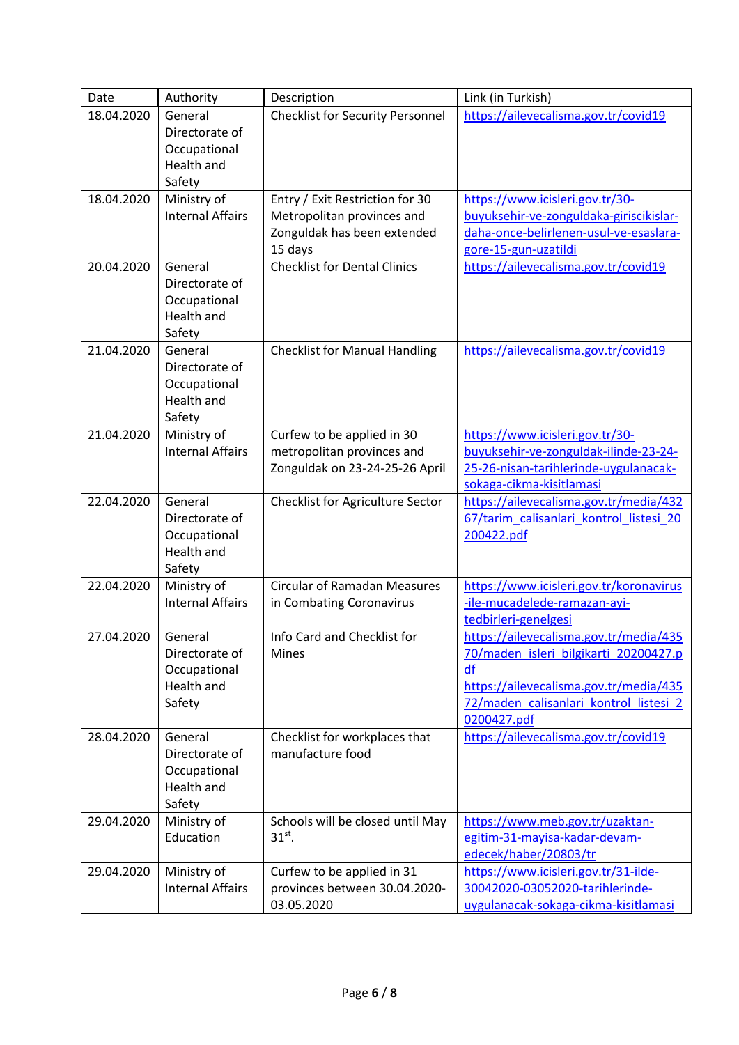| Date | Authority | Description | Link (in Turkish) |
|---|---|---|---|
| 18.04.2020 | General Directorate of Occupational Health and Safety | Checklist for Security Personnel | https://ailevecalisma.gov.tr/covid19 |
| 18.04.2020 | Ministry of Internal Affairs | Entry / Exit Restriction for 30 Metropolitan provinces and Zonguldak has been extended 15 days | https://www.icisleri.gov.tr/30-buyuksehir-ve-zonguldaka-giriscikislar-daha-once-belirlenen-usul-ve-esaslara-gore-15-gun-uzatildi |
| 20.04.2020 | General Directorate of Occupational Health and Safety | Checklist for Dental Clinics | https://ailevecalisma.gov.tr/covid19 |
| 21.04.2020 | General Directorate of Occupational Health and Safety | Checklist for Manual Handling | https://ailevecalisma.gov.tr/covid19 |
| 21.04.2020 | Ministry of Internal Affairs | Curfew to be applied in 30 metropolitan provinces and Zonguldak on 23-24-25-26 April | https://www.icisleri.gov.tr/30-buyuksehir-ve-zonguldak-ilinde-23-24-25-26-nisan-tarihlerinde-uygulanacak-sokaga-cikma-kisitlamasi |
| 22.04.2020 | General Directorate of Occupational Health and Safety | Checklist for Agriculture Sector | https://ailevecalisma.gov.tr/media/43267/tarim_calisanlari_kontrol_listesi_20200422.pdf |
| 22.04.2020 | Ministry of Internal Affairs | Circular of Ramadan Measures in Combating Coronavirus | https://www.icisleri.gov.tr/koronavirus-ile-mucadelede-ramazan-ayi-tedbirleri-genelgesi |
| 27.04.2020 | General Directorate of Occupational Health and Safety | Info Card and Checklist for Mines | https://ailevecalisma.gov.tr/media/43570/maden_isleri_bilgikarti_20200427.pdf https://ailevecalisma.gov.tr/media/43572/maden_calisanlari_kontrol_listesi_20200427.pdf |
| 28.04.2020 | General Directorate of Occupational Health and Safety | Checklist for workplaces that manufacture food | https://ailevecalisma.gov.tr/covid19 |
| 29.04.2020 | Ministry of Education | Schools will be closed until May 31st. | https://www.meb.gov.tr/uzaktan-egitim-31-mayisa-kadar-devam-edecek/haber/20803/tr |
| 29.04.2020 | Ministry of Internal Affairs | Curfew to be applied in 31 provinces between 30.04.2020-03.05.2020 | https://www.icisleri.gov.tr/31-ilde-30042020-03052020-tarihlerinde-uygulanacak-sokaga-cikma-kisitlamasi |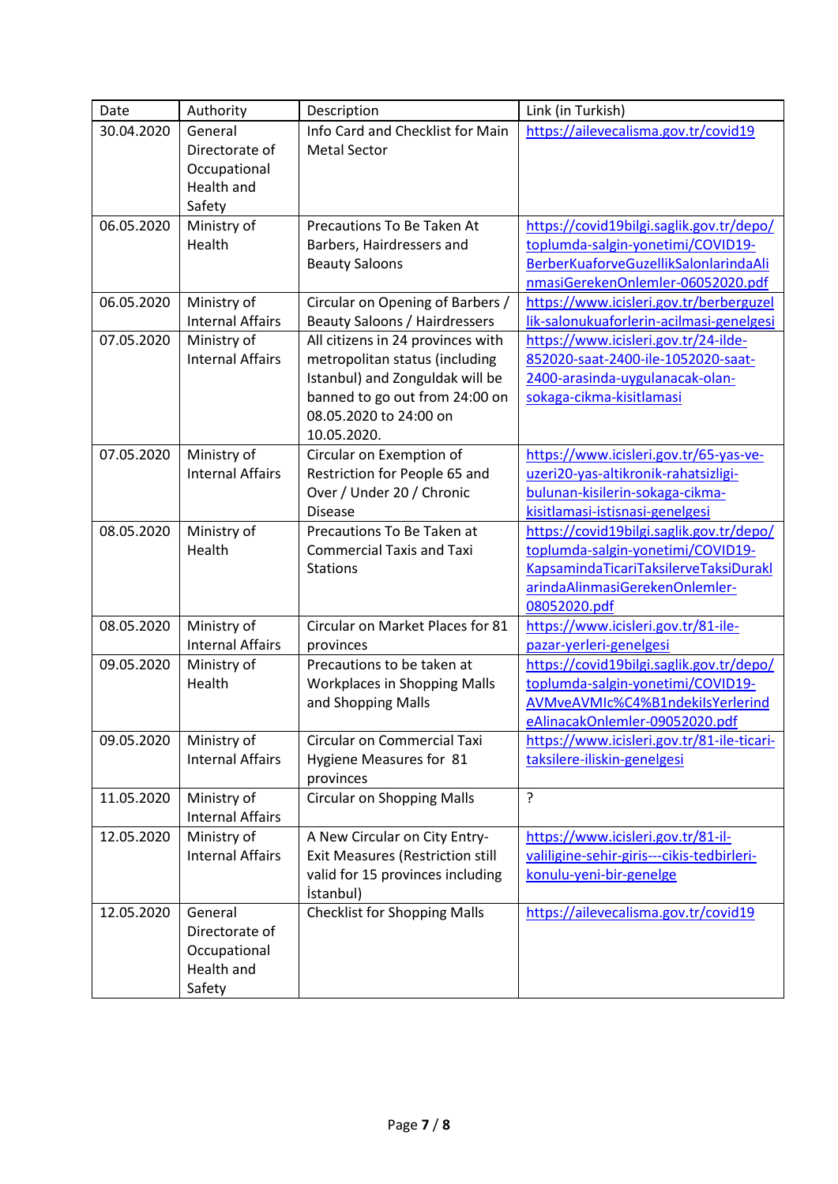| Date | Authority | Description | Link (in Turkish) |
| --- | --- | --- | --- |
| 30.04.2020 | General Directorate of Occupational Health and Safety | Info Card and Checklist for Main Metal Sector | https://ailevecalisma.gov.tr/covid19 |
| 06.05.2020 | Ministry of Health | Precautions To Be Taken At Barbers, Hairdressers and Beauty Saloons | https://covid19bilgi.saglik.gov.tr/depo/toplumda-salgin-yonetimi/COVID19-BerberKuaforveGuzellikSalonlarindaAlinmasiGerekenOnlemler-06052020.pdf |
| 06.05.2020 | Ministry of Internal Affairs | Circular on Opening of Barbers / Beauty Saloons / Hairdressers | https://www.icisleri.gov.tr/berberguzellik-salonukuaforlerin-acilmasi-genelgesi |
| 07.05.2020 | Ministry of Internal Affairs | All citizens in 24 provinces with metropolitan status (including Istanbul) and Zonguldak will be banned to go out from 24:00 on 08.05.2020 to 24:00 on 10.05.2020. | https://www.icisleri.gov.tr/24-ilde-852020-saat-2400-ile-1052020-saat-2400-arasinda-uygulanacak-olan-sokaga-cikma-kisitlamasi |
| 07.05.2020 | Ministry of Internal Affairs | Circular on Exemption of Restriction for People 65 and Over / Under 20 / Chronic Disease | https://www.icisleri.gov.tr/65-yas-ve-uzeri20-yas-altikronik-rahatsizligi-bulunan-kisilerin-sokaga-cikma-kisitlamasi-istisnasi-genelgesi |
| 08.05.2020 | Ministry of Health | Precautions To Be Taken at Commercial Taxis and Taxi Stations | https://covid19bilgi.saglik.gov.tr/depo/toplumda-salgin-yonetimi/COVID19-KapsamindaTicariTaksilerveTaksiDuraklarindaAlinmasiGerekenOnlemler-08052020.pdf |
| 08.05.2020 | Ministry of Internal Affairs | Circular on Market Places for 81 provinces | https://www.icisleri.gov.tr/81-ile-pazar-yerleri-genelgesi |
| 09.05.2020 | Ministry of Health | Precautions to be taken at Workplaces in Shopping Malls and Shopping Malls | https://covid19bilgi.saglik.gov.tr/depo/toplumda-salgin-yonetimi/COVID19-AVMveAVMIc%C4%B1ndekiIsYerlerindeAlinacakOnlemler-09052020.pdf |
| 09.05.2020 | Ministry of Internal Affairs | Circular on Commercial Taxi Hygiene Measures for 81 provinces | https://www.icisleri.gov.tr/81-ile-ticari-taksilere-iliskin-genelgesi |
| 11.05.2020 | Ministry of Internal Affairs | Circular on Shopping Malls | ? |
| 12.05.2020 | Ministry of Internal Affairs | A New Circular on City Entry-Exit Measures (Restriction still valid for 15 provinces including İstanbul) | https://www.icisleri.gov.tr/81-il-valiligine-sehir-giris---cikis-tedbirleri-konulu-yeni-bir-genelge |
| 12.05.2020 | General Directorate of Occupational Health and Safety | Checklist for Shopping Malls | https://ailevecalisma.gov.tr/covid19 |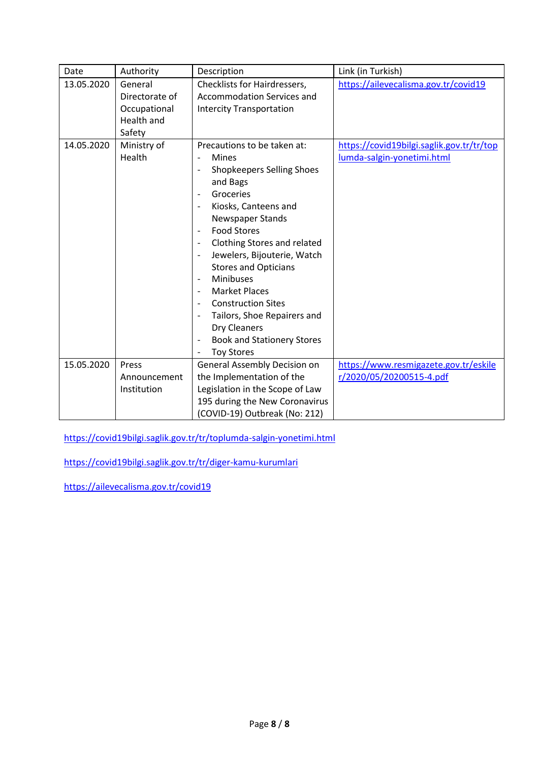| Date | Authority | Description | Link (in Turkish) |
|---|---|---|---|
| 13.05.2020 | General Directorate of Occupational Health and Safety | Checklists for Hairdressers, Accommodation Services and Intercity Transportation | https://ailevecalisma.gov.tr/covid19 |
| 14.05.2020 | Ministry of Health | Precautions to be taken at:<br>- Mines<br>- Shopkeepers Selling Shoes and Bags<br>- Groceries<br>- Kiosks, Canteens and Newspaper Stands<br>- Food Stores<br>- Clothing Stores and related<br>- Jewelers, Bijouterie, Watch Stores and Opticians<br>- Minibuses<br>- Market Places<br>- Construction Sites<br>- Tailors, Shoe Repairers and Dry Cleaners<br>- Book and Stationery Stores<br>- Toy Stores | https://covid19bilgi.saglik.gov.tr/tr/toplumda-salgin-yonetimi.html |
| 15.05.2020 | Press Announcement Institution | General Assembly Decision on the Implementation of the Legislation in the Scope of Law 195 during the New Coronavirus (COVID-19) Outbreak (No: 212) | https://www.resmigazete.gov.tr/eskiler/2020/05/20200515-4.pdf |

https://covid19bilgi.saglik.gov.tr/tr/toplumda-salgin-yonetimi.html

https://covid19bilgi.saglik.gov.tr/tr/diger-kamu-kurumlari

https://ailevecalisma.gov.tr/covid19